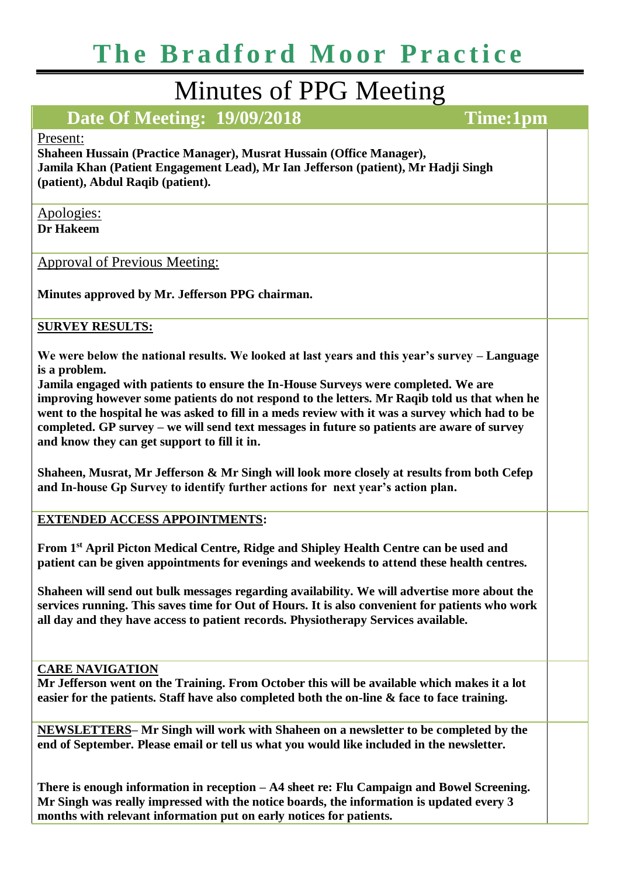# The Bradford Moor Practice

## Minutes of PPG Meeting

**Date Of Meeting: 19/09/2018** **Time:1pm**

Present:

**Shaheen Hussain (Practice Manager), Musrat Hussain (Office Manager), Jamila Khan (Patient Engagement Lead), Mr Ian Jefferson (patient), Mr Hadji Singh (patient), Abdul Raqib (patient).**

Apologies:

**Dr Hakeem**

Approval of Previous Meeting:

**Minutes approved by Mr. Jefferson PPG chairman.**

**SURVEY RESULTS:**

**We were below the national results. We looked at last years and this year's survey – Language is a problem.**

**Jamila engaged with patients to ensure the In-House Surveys were completed. We are improving however some patients do not respond to the letters. Mr Raqib told us that when he went to the hospital he was asked to fill in a meds review with it was a survey which had to be completed. GP survey – we will send text messages in future so patients are aware of survey and know they can get support to fill it in.**

**Shaheen, Musrat, Mr Jefferson & Mr Singh will look more closely at results from both Cefep and In-house Gp Survey to identify further actions for next year's action plan.**

**EXTENDED ACCESS APPOINTMENTS:**

**From 1st April Picton Medical Centre, Ridge and Shipley Health Centre can be used and patient can be given appointments for evenings and weekends to attend these health centres.**

**Shaheen will send out bulk messages regarding availability. We will advertise more about the services running. This saves time for Out of Hours. It is also convenient for patients who work all day and they have access to patient records. Physiotherapy Services available.**

**CARE NAVIGATION**

**Mr Jefferson went on the Training. From October this will be available which makes it a lot easier for the patients. Staff have also completed both the on-line & face to face training.**

**NEWSLETTERS– Mr Singh will work with Shaheen on a newsletter to be completed by the end of September. Please email or tell us what you would like included in the newsletter.**

**There is enough information in reception – A4 sheet re: Flu Campaign and Bowel Screening. Mr Singh was really impressed with the notice boards, the information is updated every 3 months with relevant information put on early notices for patients.**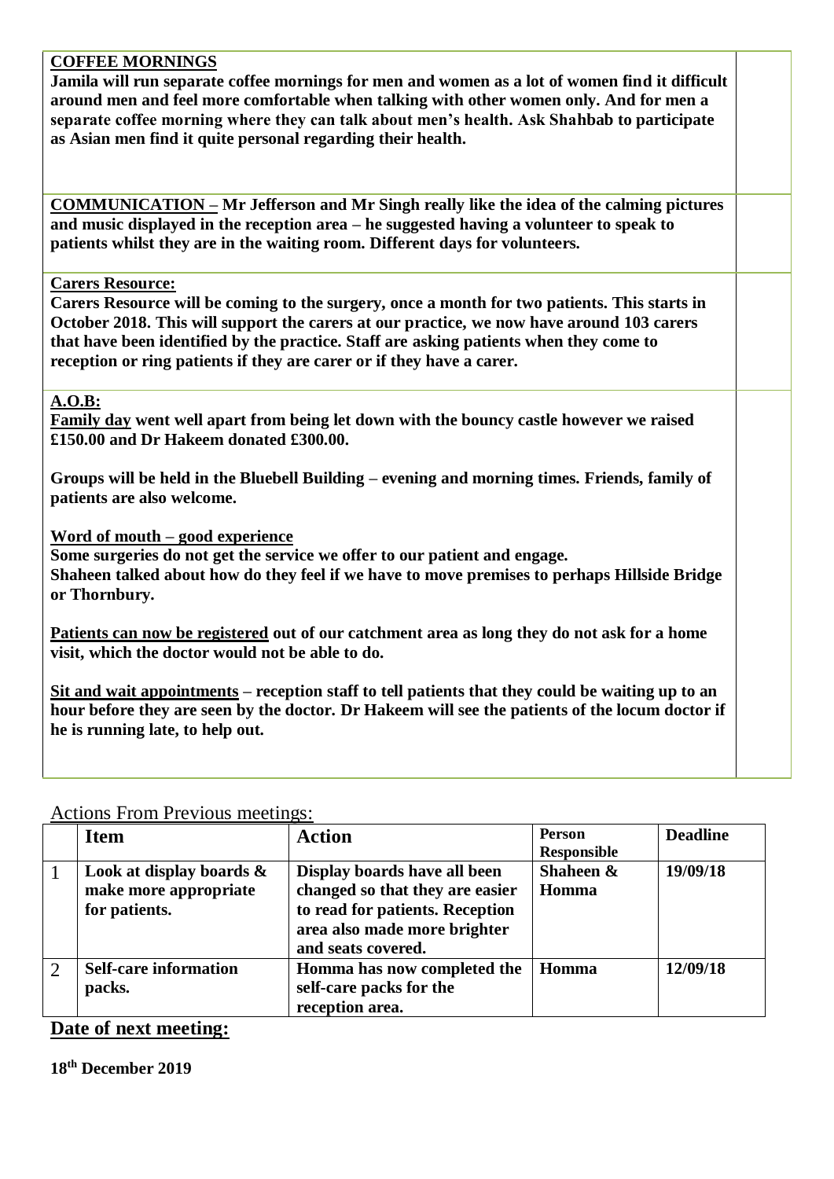**COFFEE MORNINGS**
**Jamila will run separate coffee mornings for men and women as a lot of women find it difficult around men and feel more comfortable when talking with other women only. And for men a separate coffee morning where they can talk about men's health. Ask Shahbab to participate as Asian men find it quite personal regarding their health.**

**COMMUNICATION – Mr Jefferson and Mr Singh really like the idea of the calming pictures and music displayed in the reception area – he suggested having a volunteer to speak to patients whilst they are in the waiting room. Different days for volunteers.**

**Carers Resource:**
**Carers Resource will be coming to the surgery, once a month for two patients. This starts in October 2018. This will support the carers at our practice, we now have around 103 carers that have been identified by the practice. Staff are asking patients when they come to reception or ring patients if they are carer or if they have a carer.**

**A.O.B:**
**Family day went well apart from being let down with the bouncy castle however we raised £150.00 and Dr Hakeem donated £300.00.**

**Groups will be held in the Bluebell Building – evening and morning times. Friends, family of patients are also welcome.**

**Word of mouth – good experience**
**Some surgeries do not get the service we offer to our patient and engage.**
**Shaheen talked about how do they feel if we have to move premises to perhaps Hillside Bridge or Thornbury.**

**Patients can now be registered out of our catchment area as long they do not ask for a home visit, which the doctor would not be able to do.**

**Sit and wait appointments – reception staff to tell patients that they could be waiting up to an hour before they are seen by the doctor. Dr Hakeem will see the patients of the locum doctor if he is running late, to help out.**

## Actions From Previous meetings:

| | Item | Action | Person Responsible | Deadline |
|---|---|---|---|---|
| 1 | Look at display boards & make more appropriate for patients. | Display boards have all been changed so that they are easier to read for patients. Reception area also made more brighter and seats covered. | Shaheen & Homma | 19/09/18 |
| 2 | Self-care information packs. | Homma has now completed the self-care packs for the reception area. | Homma | 12/09/18 |

## Date of next meeting:

**18th December 2019**